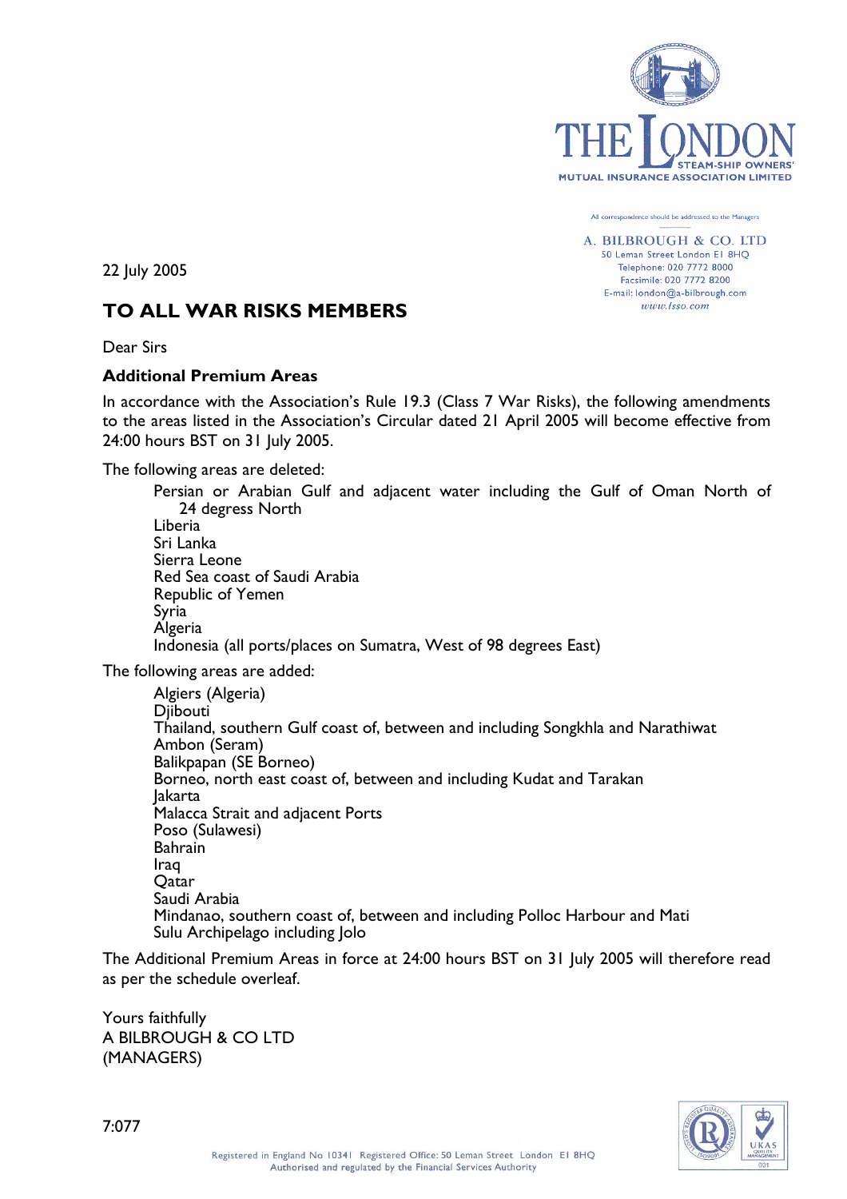THE LONDON STEAM-SHIP OWNERS' MUTUAL INSURANCE ASSOCIATION LIMITED

All correspondence should be addressed to the Managers

A. BILBROUGH & CO. LTD
50 Leman Street London E1 8HQ
Telephone: 020 7772 8000
Facsimile: 020 7772 8200
E-mail: london@a-bilbrough.com
www.lsso.com

22 July 2005

## TO ALL WAR RISKS MEMBERS

Dear Sirs

### Additional Premium Areas

In accordance with the Association's Rule 19.3 (Class 7 War Risks), the following amendments to the areas listed in the Association's Circular dated 21 April 2005 will become effective from 24:00 hours BST on 31 July 2005.

The following areas are deleted:

- Persian or Arabian Gulf and adjacent water including the Gulf of Oman North of 24 degress North
- Liberia
- Sri Lanka
- Sierra Leone
- Red Sea coast of Saudi Arabia
- Republic of Yemen
- Syria
- Algeria
- Indonesia (all ports/places on Sumatra, West of 98 degrees East)

The following areas are added:

- Algiers (Algeria)
- Djibouti
- Thailand, southern Gulf coast of, between and including Songkhla and Narathiwat
- Ambon (Seram)
- Balikpapan (SE Borneo)
- Borneo, north east coast of, between and including Kudat and Tarakan
- Jakarta
- Malacca Strait and adjacent Ports
- Poso (Sulawesi)
- Bahrain
- Iraq
- Qatar
- Saudi Arabia
- Mindanao, southern coast of, between and including Polloc Harbour and Mati
- Sulu Archipelago including Jolo

The Additional Premium Areas in force at 24:00 hours BST on 31 July 2005 will therefore read as per the schedule overleaf.

Yours faithfully
A BILBROUGH & CO LTD
(MANAGERS)

7:077

Registered in England No 10341 Registered Office: 50 Leman Street London E1 8HQ
Authorised and regulated by the Financial Services Authority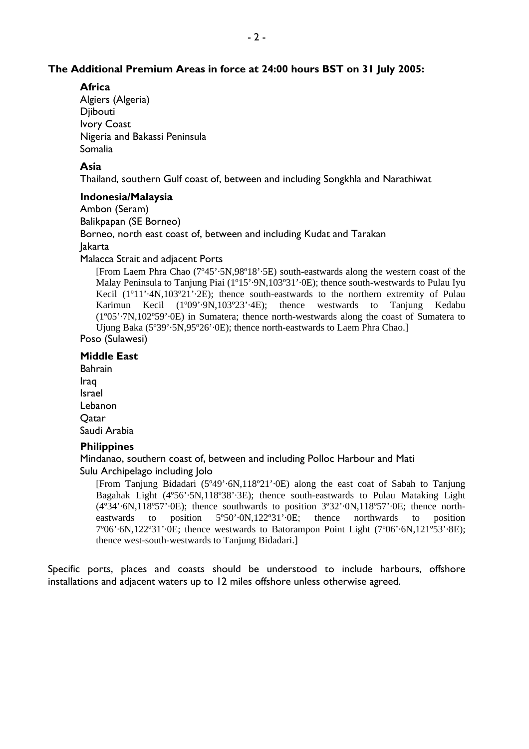## The Additional Premium Areas in force at 24:00 hours BST on 31 July 2005:

### Africa

Algiers (Algeria)
Djibouti
Ivory Coast
Nigeria and Bakassi Peninsula
Somalia

### Asia

Thailand, southern Gulf coast of, between and including Songkhla and Narathiwat

### Indonesia/Malaysia

Ambon (Seram)
Balikpapan (SE Borneo)
Borneo, north east coast of, between and including Kudat and Tarakan
Jakarta
Malacca Strait and adjacent Ports

[From Laem Phra Chao (7º45'·5N,98º18'·5E) south-eastwards along the western coast of the Malay Peninsula to Tanjung Piai (1º15'·9N,103º31'·0E); thence south-westwards to Pulau Iyu Kecil (1º11'·4N,103º21'·2E); thence south-eastwards to the northern extremity of Pulau Karimun Kecil (1º09'·9N,103º23'·4E); thence westwards to Tanjung Kedabu (1º05'·7N,102º59'·0E) in Sumatera; thence north-westwards along the coast of Sumatera to Ujung Baka (5º39'·5N,95º26'·0E); thence north-eastwards to Laem Phra Chao.]

Poso (Sulawesi)

### Middle East

Bahrain
Iraq
Israel
Lebanon
Qatar
Saudi Arabia

### Philippines

Mindanao, southern coast of, between and including Polloc Harbour and Mati
Sulu Archipelago including Jolo

[From Tanjung Bidadari (5º49'·6N,118º21'·0E) along the east coat of Sabah to Tanjung Bagahak Light (4º56'·5N,118º38'·3E); thence south-eastwards to Pulau Mataking Light (4º34'·6N,118º57'·0E); thence southwards to position 3º32'·0N,118º57'·0E; thence north-eastwards to position 5º50'·0N,122º31'·0E; thence northwards to position 7º06'·6N,122º31'·0E; thence westwards to Batorampon Point Light (7º06'·6N,121º53'·8E); thence west-south-westwards to Tanjung Bidadari.]

Specific ports, places and coasts should be understood to include harbours, offshore installations and adjacent waters up to 12 miles offshore unless otherwise agreed.